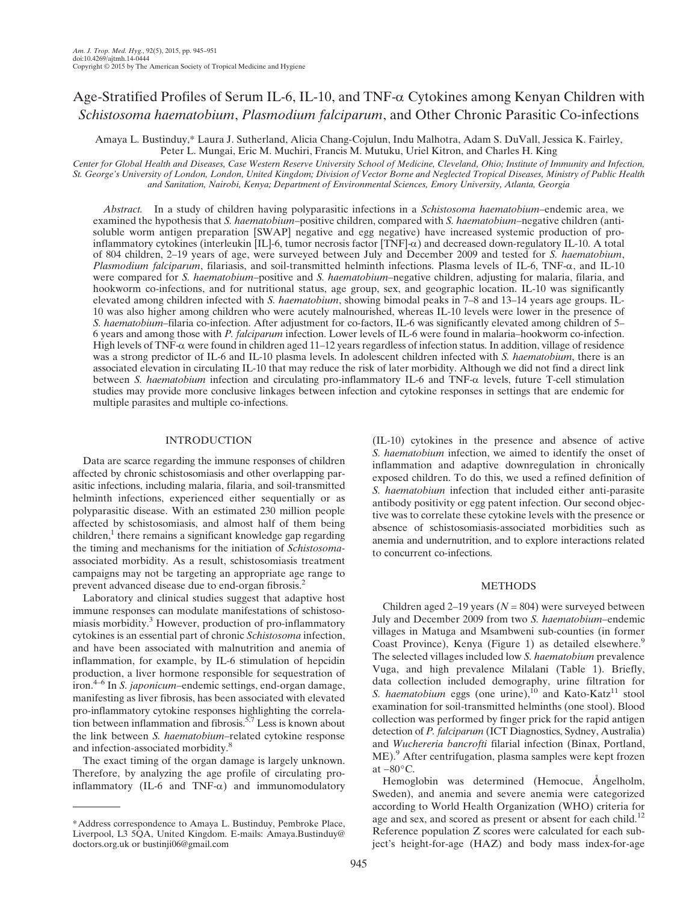# Age-Stratified Profiles of Serum IL-6, IL-10, and TNF-α Cytokines among Kenyan Children with *Schistosoma haematobium*, *Plasmodium falciparum*, and Other Chronic Parasitic Co-infections

Amaya L. Bustinduy,* Laura J. Sutherland, Alicia Chang-Cojulun, Indu Malhotra, Adam S. DuVall, Jessica K. Fairley, Peter L. Mungai, Eric M. Muchiri, Francis M. Mutuku, Uriel Kitron, and Charles H. King

*Center for Global Health and Diseases, Case Western Reserve University School of Medicine, Cleveland, Ohio; Institute of Immunity and Infection, St. George's University of London, London, United Kingdom; Division of Vector Borne and Neglected Tropical Diseases, Ministry of Public Health and Sanitation, Nairobi, Kenya; Department of Environmental Sciences, Emory University, Atlanta, Georgia*

*Abstract.* In a study of children having polyparasitic infections in a *Schistosoma haematobium*–endemic area, we examined the hypothesis that *S. haematobium*–positive children, compared with *S. haematobium*–negative children (anti-soluble worm antigen preparation [SWAP] negative and egg negative) have increased systemic production of pro-inflammatory cytokines (interleukin [IL]-6, tumor necrosis factor [TNF]-α) and decreased down-regulatory IL-10. A total of 804 children, 2–19 years of age, were surveyed between July and December 2009 and tested for *S. haematobium*, *Plasmodium falciparum*, filariasis, and soil-transmitted helminth infections. Plasma levels of IL-6, TNF-α, and IL-10 were compared for *S. haematobium*–positive and *S. haematobium*–negative children, adjusting for malaria, filaria, and hookworm co-infections, and for nutritional status, age group, sex, and geographic location. IL-10 was significantly elevated among children infected with *S. haematobium*, showing bimodal peaks in 7–8 and 13–14 years age groups. IL-10 was also higher among children who were acutely malnourished, whereas IL-10 levels were lower in the presence of *S. haematobium*–filaria co-infection. After adjustment for co-factors, IL-6 was significantly elevated among children of 5–6 years and among those with *P. falciparum* infection. Lower levels of IL-6 were found in malaria–hookworm co-infection. High levels of TNF-α were found in children aged 11–12 years regardless of infection status. In addition, village of residence was a strong predictor of IL-6 and IL-10 plasma levels. In adolescent children infected with *S. haematobium*, there is an associated elevation in circulating IL-10 that may reduce the risk of later morbidity. Although we did not find a direct link between *S. haematobium* infection and circulating pro-inflammatory IL-6 and TNF-α levels, future T-cell stimulation studies may provide more conclusive linkages between infection and cytokine responses in settings that are endemic for multiple parasites and multiple co-infections.

## INTRODUCTION

Data are scarce regarding the immune responses of children affected by chronic schistosomiasis and other overlapping parasitic infections, including malaria, filaria, and soil-transmitted helminth infections, experienced either sequentially or as polyparasitic disease. With an estimated 230 million people affected by schistosomiasis, and almost half of them being children,[1] there remains a significant knowledge gap regarding the timing and mechanisms for the initiation of *Schistosoma*-associated morbidity. As a result, schistosomiasis treatment campaigns may not be targeting an appropriate age range to prevent advanced disease due to end-organ fibrosis.[2]

Laboratory and clinical studies suggest that adaptive host immune responses can modulate manifestations of schistosomiasis morbidity.[3] However, production of pro-inflammatory cytokines is an essential part of chronic *Schistosoma* infection, and have been associated with malnutrition and anemia of inflammation, for example, by IL-6 stimulation of hepcidin production, a liver hormone responsible for sequestration of iron.[4–6] In *S. japonicum*–endemic settings, end-organ damage, manifesting as liver fibrosis, has been associated with elevated pro-inflammatory cytokine responses highlighting the correlation between inflammation and fibrosis.[5,7] Less is known about the link between *S. haematobium*–related cytokine response and infection-associated morbidity.[8]

The exact timing of the organ damage is largely unknown. Therefore, by analyzing the age profile of circulating pro-inflammatory (IL-6 and TNF-α) and immunomodulatory (IL-10) cytokines in the presence and absence of active *S. haematobium* infection, we aimed to identify the onset of inflammation and adaptive downregulation in chronically exposed children. To do this, we used a refined definition of *S. haematobium* infection that included either anti-parasite antibody positivity or egg patent infection. Our second objective was to correlate these cytokine levels with the presence or absence of schistosomiasis-associated morbidities such as anemia and undernutrition, and to explore interactions related to concurrent co-infections.

## METHODS

Children aged 2–19 years ($N = 804$) were surveyed between July and December 2009 from two *S. haematobium*–endemic villages in Matuga and Msambweni sub-counties (in former Coast Province), Kenya (Figure 1) as detailed elsewhere.[9] The selected villages included low *S. haematobium* prevalence Vuga, and high prevalence Milalani (Table 1). Briefly, data collection included demography, urine filtration for *S. haematobium* eggs (one urine),[10] and Kato-Katz[11] stool examination for soil-transmitted helminths (one stool). Blood collection was performed by finger prick for the rapid antigen detection of *P. falciparum* (ICT Diagnostics, Sydney, Australia) and *Wuchereria bancrofti* filarial infection (Binax, Portland, ME).[9] After centrifugation, plasma samples were kept frozen at −80°C.

Hemoglobin was determined (Hemocue, Ångelholm, Sweden), and anemia and severe anemia were categorized according to World Health Organization (WHO) criteria for age and sex, and scored as present or absent for each child.[12] Reference population Z scores were calculated for each subject's height-for-age (HAZ) and body mass index-for-age

---

*Address correspondence to Amaya L. Bustinduy, Pembroke Place, Liverpool, L3 5QA, United Kingdom. E-mails: Amaya.Bustinduy@doctors.org.uk or bustinji06@gmail.com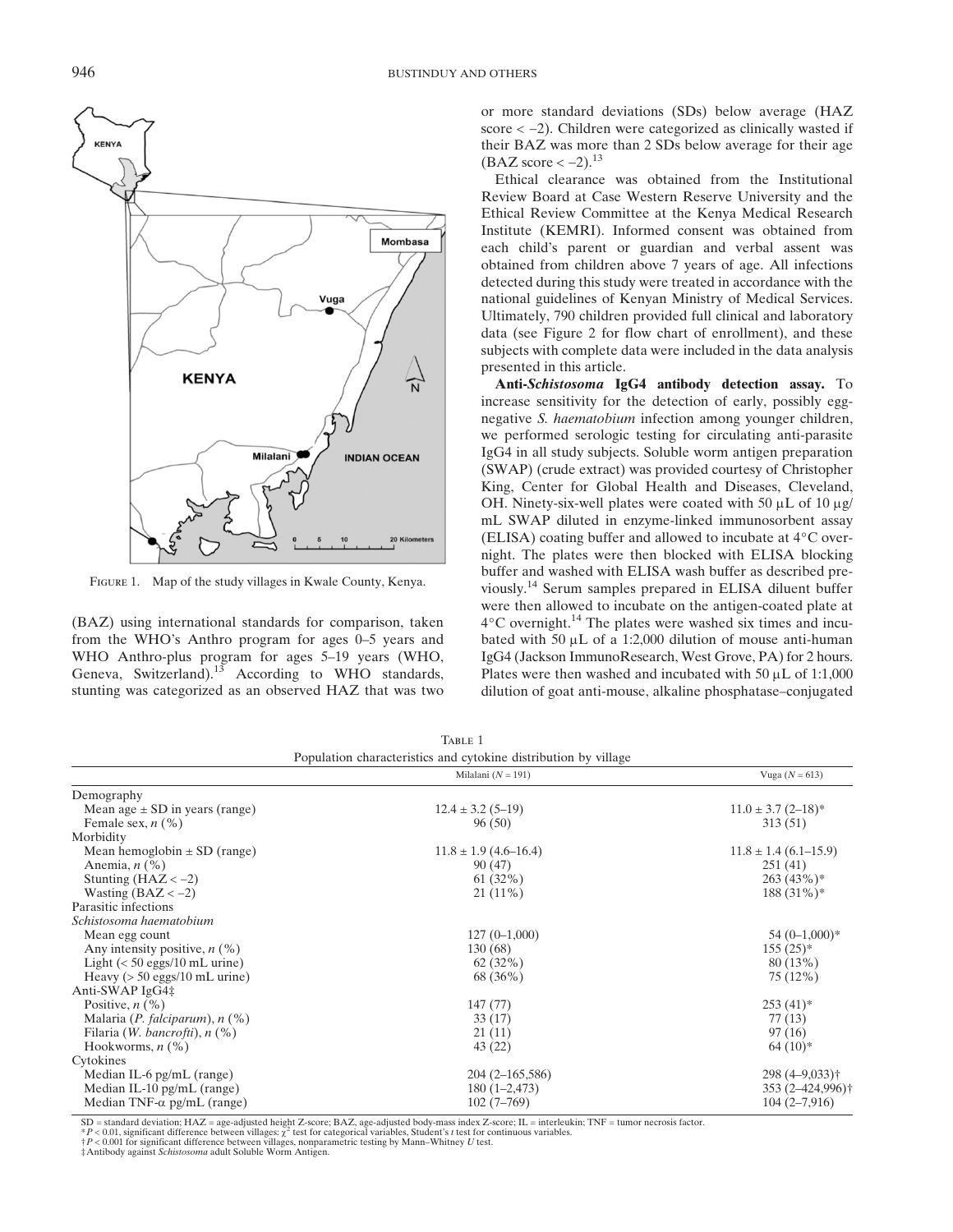FIGURE 1. Map of the study villages in Kwale County, Kenya.

(BAZ) using international standards for comparison, taken from the WHO's Anthro program for ages 0–5 years and WHO Anthro-plus program for ages 5–19 years (WHO, Geneva, Switzerland).[13] According to WHO standards, stunting was categorized as an observed HAZ that was two or more standard deviations (SDs) below average (HAZ score < −2). Children were categorized as clinically wasted if their BAZ was more than 2 SDs below average for their age (BAZ score < −2).[13]

Ethical clearance was obtained from the Institutional Review Board at Case Western Reserve University and the Ethical Review Committee at the Kenya Medical Research Institute (KEMRI). Informed consent was obtained from each child's parent or guardian and verbal assent was obtained from children above 7 years of age. All infections detected during this study were treated in accordance with the national guidelines of Kenyan Ministry of Medical Services. Ultimately, 790 children provided full clinical and laboratory data (see Figure 2 for flow chart of enrollment), and these subjects with complete data were included in the data analysis presented in this article.

**Anti-*Schistosoma* IgG4 antibody detection assay.** To increase sensitivity for the detection of early, possibly egg-negative *S. haematobium* infection among younger children, we performed serologic testing for circulating anti-parasite IgG4 in all study subjects. Soluble worm antigen preparation (SWAP) (crude extract) was provided courtesy of Christopher King, Center for Global Health and Diseases, Cleveland, OH. Ninety-six-well plates were coated with 50 μL of 10 μg/mL SWAP diluted in enzyme-linked immunosorbent assay (ELISA) coating buffer and allowed to incubate at 4°C overnight. The plates were then blocked with ELISA blocking buffer and washed with ELISA wash buffer as described previously.[14] Serum samples prepared in ELISA diluent buffer were then allowed to incubate on the antigen-coated plate at 4°C overnight.[14] The plates were washed six times and incubated with 50 μL of a 1:2,000 dilution of mouse anti-human IgG4 (Jackson ImmunoResearch, West Grove, PA) for 2 hours. Plates were then washed and incubated with 50 μL of 1:1,000 dilution of goat anti-mouse, alkaline phosphatase–conjugated

TABLE 1
Population characteristics and cytokine distribution by village

| | Milalani (*N* = 191) | Vuga (*N* = 613) |
|---|---|---|
| Demography | | |
| Mean age ± SD in years (range) | 12.4 ± 3.2 (5–19) | 11.0 ± 3.7 (2–18)* |
| Female sex, *n* (%) | 96 (50) | 313 (51) |
| Morbidity | | |
| Mean hemoglobin ± SD (range) | 11.8 ± 1.9 (4.6–16.4) | 11.8 ± 1.4 (6.1–15.9) |
| Anemia, *n* (%) | 90 (47) | 251 (41) |
| Stunting (HAZ < −2) | 61 (32%) | 263 (43%)* |
| Wasting (BAZ < −2) | 21 (11%) | 188 (31%)* |
| Parasitic infections | | |
| *Schistosoma haematobium* | | |
| Mean egg count | 127 (0–1,000) | 54 (0–1,000)* |
| Any intensity positive, *n* (%) | 130 (68) | 155 (25)* |
| Light (< 50 eggs/10 mL urine) | 62 (32%) | 80 (13%) |
| Heavy (> 50 eggs/10 mL urine) | 68 (36%) | 75 (12%) |
| Anti-SWAP IgG4‡ | | |
| Positive, *n* (%) | 147 (77) | 253 (41)* |
| Malaria (*P. falciparum*), *n* (%) | 33 (17) | 77 (13) |
| Filaria (*W. bancrofti*), *n* (%) | 21 (11) | 97 (16) |
| Hookworms, *n* (%) | 43 (22) | 64 (10)* |
| Cytokines | | |
| Median IL-6 pg/mL (range) | 204 (2–165,586) | 298 (4–9,033)† |
| Median IL-10 pg/mL (range) | 180 (1–2,473) | 353 (2–424,996)† |
| Median TNF-α pg/mL (range) | 102 (7–769) | 104 (2–7,916) |

SD = standard deviation; HAZ = age-adjusted height Z-score; BAZ, age-adjusted body-mass index Z-score; IL = interleukin; TNF = tumor necrosis factor.
\* $P < 0.01$, significant difference between villages: $\chi^2$ test for categorical variables, Student's *t* test for continuous variables.
† $P < 0.001$ for significant difference between villages, nonparametric testing by Mann–Whitney *U* test.
‡ Antibody against *Schistosoma* adult Soluble Worm Antigen.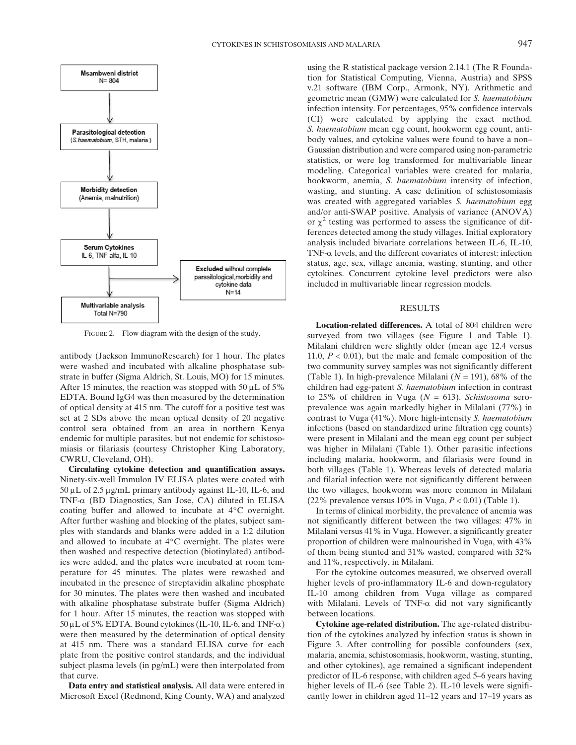Msambweni district
N= 804

Parasitological detection
(*S.haematobium*, STH, malaria )

Morbidity detection
(Anemia, malnutrition)

Serum Cytokines
IL-6, TNF-alfa, IL-10

Excluded without complete parasitological, morbidity and cytokine data
N=14

Multivariable analysis
Total N=790

FIGURE 2. Flow diagram with the design of the study.

antibody (Jackson ImmunoResearch) for 1 hour. The plates were washed and incubated with alkaline phosphatase substrate in buffer (Sigma Aldrich, St. Louis, MO) for 15 minutes. After 15 minutes, the reaction was stopped with 50 μL of 5% EDTA. Bound IgG4 was then measured by the determination of optical density at 415 nm. The cutoff for a positive test was set at 2 SDs above the mean optical density of 20 negative control sera obtained from an area in northern Kenya endemic for multiple parasites, but not endemic for schistosomiasis or filariasis (courtesy Christopher King Laboratory, CWRU, Cleveland, OH).

**Circulating cytokine detection and quantification assays.** Ninety-six-well Immulon IV ELISA plates were coated with 50 μL of 2.5 μg/mL primary antibody against IL-10, IL-6, and TNF-α (BD Diagnostics, San Jose, CA) diluted in ELISA coating buffer and allowed to incubate at 4°C overnight. After further washing and blocking of the plates, subject samples with standards and blanks were added in a 1:2 dilution and allowed to incubate at 4°C overnight. The plates were then washed and respective detection (biotinylated) antibodies were added, and the plates were incubated at room temperature for 45 minutes. The plates were rewashed and incubated in the presence of streptavidin alkaline phosphate for 30 minutes. The plates were then washed and incubated with alkaline phosphatase substrate buffer (Sigma Aldrich) for 1 hour. After 15 minutes, the reaction was stopped with 50 μL of 5% EDTA. Bound cytokines (IL-10, IL-6, and TNF-α) were then measured by the determination of optical density at 415 nm. There was a standard ELISA curve for each plate from the positive control standards, and the individual subject plasma levels (in pg/mL) were then interpolated from that curve.

**Data entry and statistical analysis.** All data were entered in Microsoft Excel (Redmond, King County, WA) and analyzed using the R statistical package version 2.14.1 (The R Foundation for Statistical Computing, Vienna, Austria) and SPSS v.21 software (IBM Corp., Armonk, NY). Arithmetic and geometric mean (GMW) were calculated for *S. haematobium* infection intensity. For percentages, 95% confidence intervals (CI) were calculated by applying the exact method. *S. haematobium* mean egg count, hookworm egg count, antibody values, and cytokine values were found to have a non–Gaussian distribution and were compared using non-parametric statistics, or were log transformed for multivariable linear modeling. Categorical variables were created for malaria, hookworm, anemia, *S. haematobium* intensity of infection, wasting, and stunting. A case definition of schistosomiasis was created with aggregated variables *S. haematobium* egg and/or anti-SWAP positive. Analysis of variance (ANOVA) or $\chi^2$ testing was performed to assess the significance of differences detected among the study villages. Initial exploratory analysis included bivariate correlations between IL-6, IL-10, TNF-α levels, and the different covariates of interest: infection status, age, sex, village anemia, wasting, stunting, and other cytokines. Concurrent cytokine level predictors were also included in multivariable linear regression models.

## RESULTS

**Location-related differences.** A total of 804 children were surveyed from two villages (see Figure 1 and Table 1). Milalani children were slightly older (mean age 12.4 versus 11.0, $P < 0.01$), but the male and female composition of the two community survey samples was not significantly different (Table 1). In high-prevalence Milalani ($N = 191$), 68% of the children had egg-patent *S. haematobium* infection in contrast to 25% of children in Vuga ($N = 613$). *Schistosoma* seroprevalence was again markedly higher in Milalani (77%) in contrast to Vuga (41%). More high-intensity *S. haematobium* infections (based on standardized urine filtration egg counts) were present in Milalani and the mean egg count per subject was higher in Milalani (Table 1). Other parasitic infections including malaria, hookworm, and filariasis were found in both villages (Table 1). Whereas levels of detected malaria and filarial infection were not significantly different between the two villages, hookworm was more common in Milalani (22% prevalence versus 10% in Vuga, $P < 0.01$) (Table 1).

In terms of clinical morbidity, the prevalence of anemia was not significantly different between the two villages: 47% in Milalani versus 41% in Vuga. However, a significantly greater proportion of children were malnourished in Vuga, with 43% of them being stunted and 31% wasted, compared with 32% and 11%, respectively, in Milalani.

For the cytokine outcomes measured, we observed overall higher levels of pro-inflammatory IL-6 and down-regulatory IL-10 among children from Vuga village as compared with Milalani. Levels of TNF-α did not vary significantly between locations.

**Cytokine age-related distribution.** The age-related distribution of the cytokines analyzed by infection status is shown in Figure 3. After controlling for possible confounders (sex, malaria, anemia, schistosomiasis, hookworm, wasting, stunting, and other cytokines), age remained a significant independent predictor of IL-6 response, with children aged 5–6 years having higher levels of IL-6 (see Table 2). IL-10 levels were significantly lower in children aged 11–12 years and 17–19 years as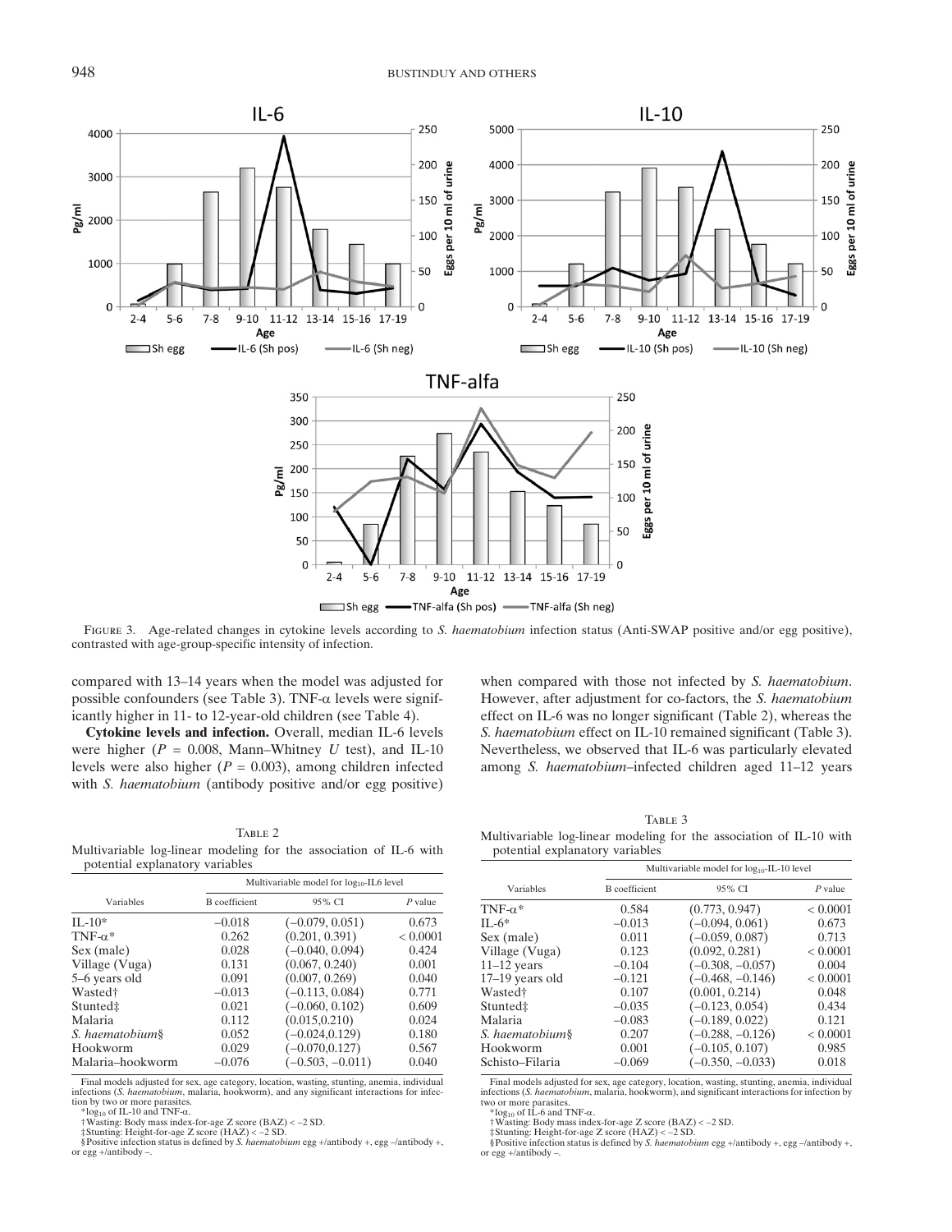FIGURE 3. Age-related changes in cytokine levels according to *S. haematobium* infection status (Anti-SWAP positive and/or egg positive), contrasted with age-group-specific intensity of infection.

compared with 13–14 years when the model was adjusted for possible confounders (see Table 3). TNF-α levels were significantly higher in 11- to 12-year-old children (see Table 4).

**Cytokine levels and infection.** Overall, median IL-6 levels were higher ($P$ = 0.008, Mann–Whitney $U$ test), and IL-10 levels were also higher ($P$ = 0.003), among children infected with *S. haematobium* (antibody positive and/or egg positive) when compared with those not infected by *S. haematobium*. However, after adjustment for co-factors, the *S. haematobium* effect on IL-6 was no longer significant (Table 2), whereas the *S. haematobium* effect on IL-10 remained significant (Table 3). Nevertheless, we observed that IL-6 was particularly elevated among *S. haematobium*–infected children aged 11–12 years

TABLE 2
Multivariable log-linear modeling for the association of IL-6 with potential explanatory variables

| Variables | Multivariable model for $\log_{10}$-IL6 level | | |
|---|---|---|---|
| | B coefficient | 95% CI | $P$ value |
| IL-10* | −0.018 | (−0.079, 0.051) | 0.673 |
| TNF-α* | 0.262 | (0.201, 0.391) | < 0.0001 |
| Sex (male) | 0.028 | (−0.040, 0.094) | 0.424 |
| Village (Vuga) | 0.131 | (0.067, 0.240) | 0.001 |
| 5–6 years old | 0.091 | (0.007, 0.269) | 0.040 |
| Wasted† | −0.013 | (−0.113, 0.084) | 0.771 |
| Stunted‡ | 0.021 | (−0.060, 0.102) | 0.609 |
| Malaria | 0.112 | (0.015,0.210) | 0.024 |
| *S. haematobium*§ | 0.052 | (−0.024,0.129) | 0.180 |
| Hookworm | 0.029 | (−0.070,0.127) | 0.567 |
| Malaria–hookworm | −0.076 | (−0.503, −0.011) | 0.040 |

Final models adjusted for sex, age category, location, wasting, stunting, anemia, individual infections (*S. haematobium*, malaria, hookworm), and any significant interactions for infection by two or more parasites.
*$\log_{10}$ of IL-10 and TNF-α.
†Wasting: Body mass index-for-age Z score (BAZ) < −2 SD.
‡Stunting: Height-for-age Z score (HAZ) < −2 SD.
§Positive infection status is defined by *S. haematobium* egg +/antibody +, egg −/antibody +, or egg +/antibody −.

TABLE 3
Multivariable log-linear modeling for the association of IL-10 with potential explanatory variables

| Variables | Multivariable model for $\log_{10}$-IL-10 level | | |
|---|---|---|---|
| | B coefficient | 95% CI | $P$ value |
| TNF-α* | 0.584 | (0.773, 0.947) | < 0.0001 |
| IL-6* | −0.013 | (−0.094, 0.061) | 0.673 |
| Sex (male) | 0.011 | (−0.059, 0.087) | 0.713 |
| Village (Vuga) | 0.123 | (0.092, 0.281) | < 0.0001 |
| 11–12 years | −0.104 | (−0.308, −0.057) | 0.004 |
| 17–19 years old | −0.121 | (−0.468, −0.146) | < 0.0001 |
| Wasted† | 0.107 | (0.001, 0.214) | 0.048 |
| Stunted‡ | −0.035 | (−0.123, 0.054) | 0.434 |
| Malaria | −0.083 | (−0.189, 0.022) | 0.121 |
| *S. haematobium*§ | 0.207 | (−0.288, −0.126) | < 0.0001 |
| Hookworm | 0.001 | (−0.105, 0.107) | 0.985 |
| Schisto–Filaria | −0.069 | (−0.350, −0.033) | 0.018 |

Final models adjusted for sex, age category, location, wasting, stunting, anemia, individual infections (*S. haematobium*, malaria, hookworm), and significant interactions for infection by two or more parasites.
*$\log_{10}$ of IL-6 and TNF-α.
†Wasting: Body mass index-for-age Z score (BAZ) < −2 SD.
‡Stunting: Height-for-age Z score (HAZ) < −2 SD.
§Positive infection status is defined by *S. haematobium* egg +/antibody +, egg −/antibody +, or egg +/antibody −.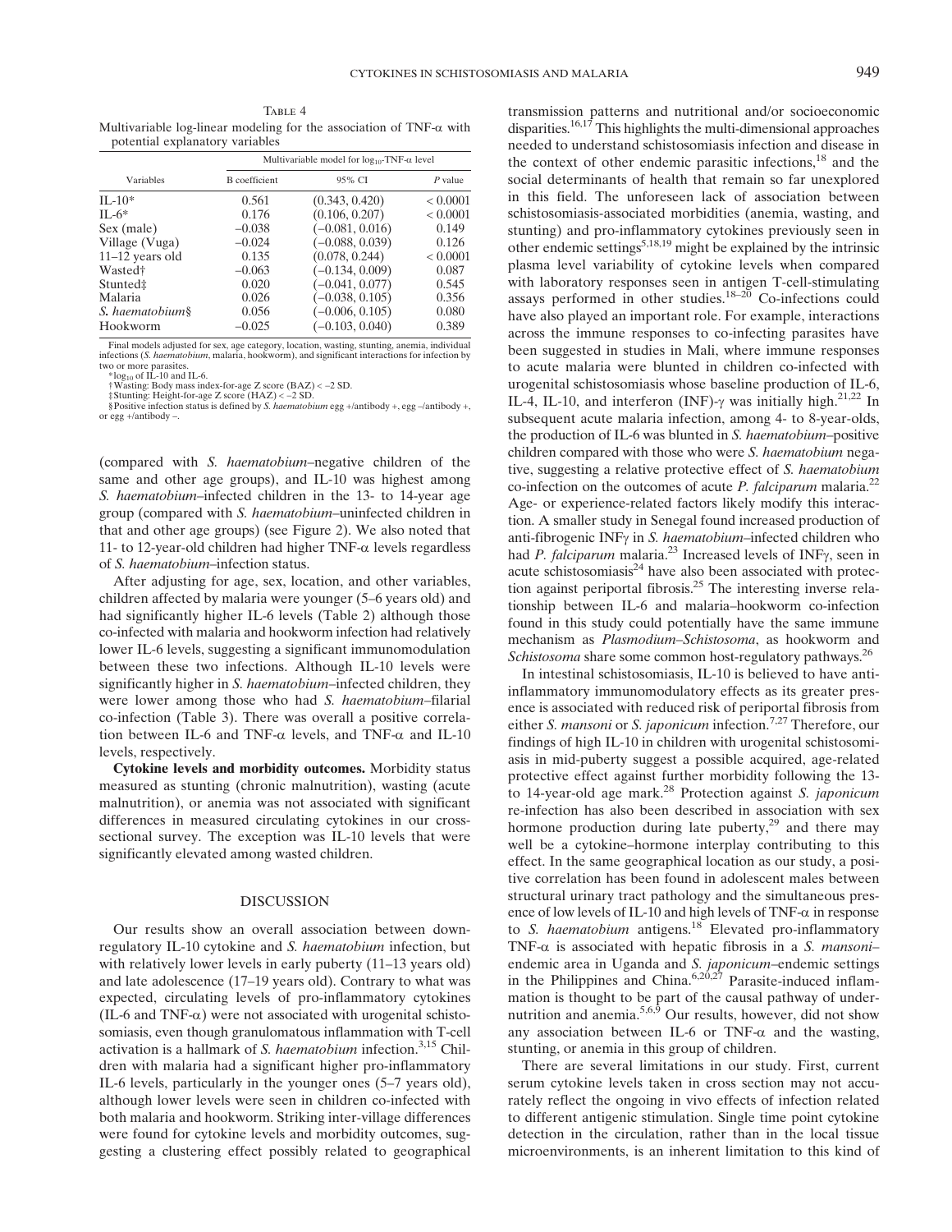TABLE 4
Multivariable log-linear modeling for the association of TNF-α with potential explanatory variables

| Variables | Multivariable model for $\log_{10}$-TNF-α level | | |
|---|---|---|---|
| | B coefficient | 95% CI | P value |
| IL-10* | 0.561 | (0.343, 0.420) | < 0.0001 |
| IL-6* | 0.176 | (0.106, 0.207) | < 0.0001 |
| Sex (male) | −0.038 | (−0.081, 0.016) | 0.149 |
| Village (Vuga) | −0.024 | (−0.088, 0.039) | 0.126 |
| 11–12 years old | 0.135 | (0.078, 0.244) | < 0.0001 |
| Wasted† | −0.063 | (−0.134, 0.009) | 0.087 |
| Stunted‡ | 0.020 | (−0.041, 0.077) | 0.545 |
| Malaria | 0.026 | (−0.038, 0.105) | 0.356 |
| *S. haematobium*§ | 0.056 | (−0.006, 0.105) | 0.080 |
| Hookworm | −0.025 | (−0.103, 0.040) | 0.389 |

Final models adjusted for sex, age category, location, wasting, stunting, anemia, individual infections (*S. haematobium*, malaria, hookworm), and significant interactions for infection by two or more parasites.
*$\log_{10}$ of IL-10 and IL-6.
†Wasting: Body mass index-for-age Z score (BAZ) < −2 SD.
‡Stunting: Height-for-age Z score (HAZ) < −2 SD.
§Positive infection status is defined by *S. haematobium* egg +/antibody +, egg −/antibody +, or egg +/antibody −.

(compared with *S. haematobium*–negative children of the same and other age groups), and IL-10 was highest among *S. haematobium*–infected children in the 13- to 14-year age group (compared with *S. haematobium*–uninfected children in that and other age groups) (see Figure 2). We also noted that 11- to 12-year-old children had higher TNF-α levels regardless of *S. haematobium*–infection status.

After adjusting for age, sex, location, and other variables, children affected by malaria were younger (5–6 years old) and had significantly higher IL-6 levels (Table 2) although those co-infected with malaria and hookworm infection had relatively lower IL-6 levels, suggesting a significant immunomodulation between these two infections. Although IL-10 levels were significantly higher in *S. haematobium*–infected children, they were lower among those who had *S. haematobium*–filarial co-infection (Table 3). There was overall a positive correlation between IL-6 and TNF-α levels, and TNF-α and IL-10 levels, respectively.

**Cytokine levels and morbidity outcomes.** Morbidity status measured as stunting (chronic malnutrition), wasting (acute malnutrition), or anemia was not associated with significant differences in measured circulating cytokines in our cross-sectional survey. The exception was IL-10 levels that were significantly elevated among wasted children.

## DISCUSSION

Our results show an overall association between down-regulatory IL-10 cytokine and *S. haematobium* infection, but with relatively lower levels in early puberty (11–13 years old) and late adolescence (17–19 years old). Contrary to what was expected, circulating levels of pro-inflammatory cytokines (IL-6 and TNF-α) were not associated with urogenital schistosomiasis, even though granulomatous inflammation with T-cell activation is a hallmark of *S. haematobium* infection.[3,15] Children with malaria had a significant higher pro-inflammatory IL-6 levels, particularly in the younger ones (5–7 years old), although lower levels were seen in children co-infected with both malaria and hookworm. Striking inter-village differences were found for cytokine levels and morbidity outcomes, suggesting a clustering effect possibly related to geographical transmission patterns and nutritional and/or socioeconomic disparities.[16,17] This highlights the multi-dimensional approaches needed to understand schistosomiasis infection and disease in the context of other endemic parasitic infections,[18] and the social determinants of health that remain so far unexplored in this field. The unforeseen lack of association between schistosomiasis-associated morbidities (anemia, wasting, and stunting) and pro-inflammatory cytokines previously seen in other endemic settings[5,18,19] might be explained by the intrinsic plasma level variability of cytokine levels when compared with laboratory responses seen in antigen T-cell-stimulating assays performed in other studies.[18–20] Co-infections could have also played an important role. For example, interactions across the immune responses to co-infecting parasites have been suggested in studies in Mali, where immune responses to acute malaria were blunted in children co-infected with urogenital schistosomiasis whose baseline production of IL-6, IL-4, IL-10, and interferon (INF)-γ was initially high.[21,22] In subsequent acute malaria infection, among 4- to 8-year-olds, the production of IL-6 was blunted in *S. haematobium*–positive children compared with those who were *S. haematobium* negative, suggesting a relative protective effect of *S. haematobium* co-infection on the outcomes of acute *P. falciparum* malaria.[22] Age- or experience-related factors likely modify this interaction. A smaller study in Senegal found increased production of anti-fibrogenic INFγ in *S. haematobium*–infected children who had *P. falciparum* malaria.[23] Increased levels of INFγ, seen in acute schistosomiasis[24] have also been associated with protection against periportal fibrosis.[25] The interesting inverse relationship between IL-6 and malaria–hookworm co-infection found in this study could potentially have the same immune mechanism as *Plasmodium–Schistosoma*, as hookworm and *Schistosoma* share some common host-regulatory pathways.[26]

In intestinal schistosomiasis, IL-10 is believed to have anti-inflammatory immunomodulatory effects as its greater presence is associated with reduced risk of periportal fibrosis from either *S. mansoni* or *S. japonicum* infection.[7,27] Therefore, our findings of high IL-10 in children with urogenital schistosomiasis in mid-puberty suggest a possible acquired, age-related protective effect against further morbidity following the 13- to 14-year-old age mark.[28] Protection against *S. japonicum* re-infection has also been described in association with sex hormone production during late puberty,[29] and there may well be a cytokine–hormone interplay contributing to this effect. In the same geographical location as our study, a positive correlation has been found in adolescent males between structural urinary tract pathology and the simultaneous presence of low levels of IL-10 and high levels of TNF-α in response to *S. haematobium* antigens.[18] Elevated pro-inflammatory TNF-α is associated with hepatic fibrosis in a *S. mansoni*–endemic area in Uganda and *S. japonicum*–endemic settings in the Philippines and China.[6,20,27] Parasite-induced inflammation is thought to be part of the causal pathway of undernutrition and anemia.[5,6,9] Our results, however, did not show any association between IL-6 or TNF-α and the wasting, stunting, or anemia in this group of children.

There are several limitations in our study. First, current serum cytokine levels taken in cross section may not accurately reflect the ongoing in vivo effects of infection related to different antigenic stimulation. Single time point cytokine detection in the circulation, rather than in the local tissue microenvironments, is an inherent limitation to this kind of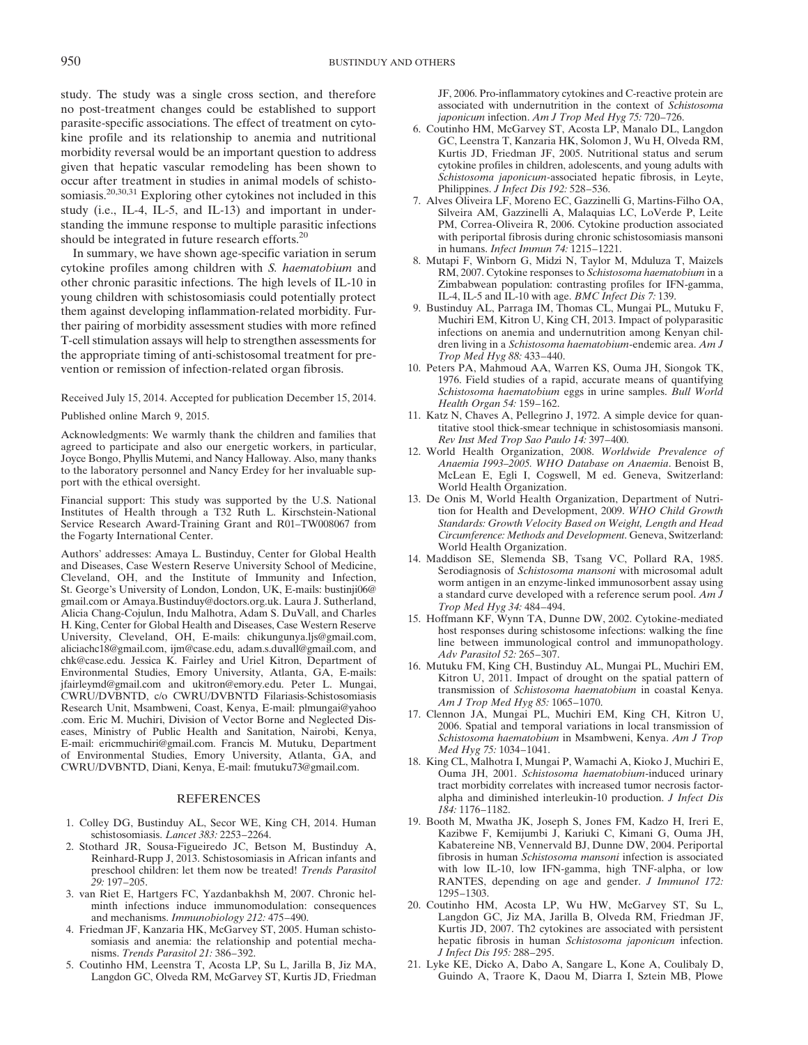study. The study was a single cross section, and therefore no post-treatment changes could be established to support parasite-specific associations. The effect of treatment on cytokine profile and its relationship to anemia and nutritional morbidity reversal would be an important question to address given that hepatic vascular remodeling has been shown to occur after treatment in studies in animal models of schistosomiasis.[20,30,31] Exploring other cytokines not included in this study (i.e., IL-4, IL-5, and IL-13) and important in understanding the immune response to multiple parasitic infections should be integrated in future research efforts.[20]

In summary, we have shown age-specific variation in serum cytokine profiles among children with *S. haematobium* and other chronic parasitic infections. The high levels of IL-10 in young children with schistosomiasis could potentially protect them against developing inflammation-related morbidity. Further pairing of morbidity assessment studies with more refined T-cell stimulation assays will help to strengthen assessments for the appropriate timing of anti-schistosomal treatment for prevention or remission of infection-related organ fibrosis.

Received July 15, 2014. Accepted for publication December 15, 2014.

Published online March 9, 2015.

Acknowledgments: We warmly thank the children and families that agreed to participate and also our energetic workers, in particular, Joyce Bongo, Phyllis Mutemi, and Nancy Halloway. Also, many thanks to the laboratory personnel and Nancy Erdey for her invaluable support with the ethical oversight.

Financial support: This study was supported by the U.S. National Institutes of Health through a T32 Ruth L. Kirschstein-National Service Research Award-Training Grant and R01–TW008067 from the Fogarty International Center.

Authors' addresses: Amaya L. Bustinduy, Center for Global Health and Diseases, Case Western Reserve University School of Medicine, Cleveland, OH, and the Institute of Immunity and Infection, St. George's University of London, London, UK, E-mails: bustinji06@gmail.com or Amaya.Bustinduy@doctors.org.uk. Laura J. Sutherland, Alicia Chang-Cojulun, Indu Malhotra, Adam S. DuVall, and Charles H. King, Center for Global Health and Diseases, Case Western Reserve University, Cleveland, OH, E-mails: chikungunya.ljs@gmail.com, aliciachc18@gmail.com, ijm@case.edu, adam.s.duvall@gmail.com, and chk@case.edu. Jessica K. Fairley and Uriel Kitron, Department of Environmental Studies, Emory University, Atlanta, GA, E-mails: jfairleymd@gmail.com and ukitron@emory.edu. Peter L. Mungai, CWRU/DVBNTD, c/o CWRU/DVBNTD Filariasis-Schistosomiasis Research Unit, Msambweni, Coast, Kenya, E-mail: plmungai@yahoo.com. Eric M. Muchiri, Division of Vector Borne and Neglected Diseases, Ministry of Public Health and Sanitation, Nairobi, Kenya, E-mail: ericmmuchiri@gmail.com. Francis M. Mutuku, Department of Environmental Studies, Emory University, Atlanta, GA, and CWRU/DVBNTD, Diani, Kenya, E-mail: fmutuku73@gmail.com.

## REFERENCES

1. Colley DG, Bustinduy AL, Secor WE, King CH, 2014. Human schistosomiasis. *Lancet 383:* 2253–2264.
2. Stothard JR, Sousa-Figueiredo JC, Betson M, Bustinduy A, Reinhard-Rupp J, 2013. Schistosomiasis in African infants and preschool children: let them now be treated! *Trends Parasitol 29:* 197–205.
3. van Riet E, Hartgers FC, Yazdanbakhsh M, 2007. Chronic helminth infections induce immunomodulation: consequences and mechanisms. *Immunobiology 212:* 475–490.
4. Friedman JF, Kanzaria HK, McGarvey ST, 2005. Human schistosomiasis and anemia: the relationship and potential mechanisms. *Trends Parasitol 21:* 386–392.
5. Coutinho HM, Leenstra T, Acosta LP, Su L, Jarilla B, Jiz MA, Langdon GC, Olveda RM, McGarvey ST, Kurtis JD, Friedman JF, 2006. Pro-inflammatory cytokines and C-reactive protein are associated with undernutrition in the context of *Schistosoma japonicum* infection. *Am J Trop Med Hyg 75:* 720–726.
6. Coutinho HM, McGarvey ST, Acosta LP, Manalo DL, Langdon GC, Leenstra T, Kanzaria HK, Solomon J, Wu H, Olveda RM, Kurtis JD, Friedman JF, 2005. Nutritional status and serum cytokine profiles in children, adolescents, and young adults with *Schistosoma japonicum*-associated hepatic fibrosis, in Leyte, Philippines. *J Infect Dis 192:* 528–536.
7. Alves Oliveira LF, Moreno EC, Gazzinelli G, Martins-Filho OA, Silveira AM, Gazzinelli A, Malaquias LC, LoVerde P, Leite PM, Correa-Oliveira R, 2006. Cytokine production associated with periportal fibrosis during chronic schistosomiasis mansoni in humans. *Infect Immun 74:* 1215–1221.
8. Mutapi F, Winborn G, Midzi N, Taylor M, Mduluza T, Maizels RM, 2007. Cytokine responses to *Schistosoma haematobium* in a Zimbabwean population: contrasting profiles for IFN-gamma, IL-4, IL-5 and IL-10 with age. *BMC Infect Dis 7:* 139.
9. Bustinduy AL, Parraga IM, Thomas CL, Mungai PL, Mutuku F, Muchiri EM, Kitron U, King CH, 2013. Impact of polyparasitic infections on anemia and undernutrition among Kenyan children living in a *Schistosoma haematobium*-endemic area. *Am J Trop Med Hyg 88:* 433–440.
10. Peters PA, Mahmoud AA, Warren KS, Ouma JH, Siongok TK, 1976. Field studies of a rapid, accurate means of quantifying *Schistosoma haematobium* eggs in urine samples. *Bull World Health Organ 54:* 159–162.
11. Katz N, Chaves A, Pellegrino J, 1972. A simple device for quantitative stool thick-smear technique in schistosomiasis mansoni. *Rev Inst Med Trop Sao Paulo 14:* 397–400.
12. World Health Organization, 2008. *Worldwide Prevalence of Anaemia 1993–2005. WHO Database on Anaemia*. Benoist B, McLean E, Egli I, Cogswell, M ed. Geneva, Switzerland: World Health Organization.
13. De Onis M, World Health Organization, Department of Nutrition for Health and Development, 2009. *WHO Child Growth Standards: Growth Velocity Based on Weight, Length and Head Circumference: Methods and Development*. Geneva, Switzerland: World Health Organization.
14. Maddison SE, Slemenda SB, Tsang VC, Pollard RA, 1985. Serodiagnosis of *Schistosoma mansoni* with microsomal adult worm antigen in an enzyme-linked immunosorbent assay using a standard curve developed with a reference serum pool. *Am J Trop Med Hyg 34:* 484–494.
15. Hoffmann KF, Wynn TA, Dunne DW, 2002. Cytokine-mediated host responses during schistosome infections: walking the fine line between immunological control and immunopathology. *Adv Parasitol 52:* 265–307.
16. Mutuku FM, King CH, Bustinduy AL, Mungai PL, Muchiri EM, Kitron U, 2011. Impact of drought on the spatial pattern of transmission of *Schistosoma haematobium* in coastal Kenya. *Am J Trop Med Hyg 85:* 1065–1070.
17. Clennon JA, Mungai PL, Muchiri EM, King CH, Kitron U, 2006. Spatial and temporal variations in local transmission of *Schistosoma haematobium* in Msambweni, Kenya. *Am J Trop Med Hyg 75:* 1034–1041.
18. King CL, Malhotra I, Mungai P, Wamachi A, Kioko J, Muchiri E, Ouma JH, 2001. *Schistosoma haematobium*-induced urinary tract morbidity correlates with increased tumor necrosis factor-alpha and diminished interleukin-10 production. *J Infect Dis 184:* 1176–1182.
19. Booth M, Mwatha JK, Joseph S, Jones FM, Kadzo H, Ireri E, Kazibwe F, Kemijumbi J, Kariuki C, Kimani G, Ouma JH, Kabatereine NB, Vennervald BJ, Dunne DW, 2004. Periportal fibrosis in human *Schistosoma mansoni* infection is associated with low IL-10, low IFN-gamma, high TNF-alpha, or low RANTES, depending on age and gender. *J Immunol 172:* 1295–1303.
20. Coutinho HM, Acosta LP, Wu HW, McGarvey ST, Su L, Langdon GC, Jiz MA, Jarilla B, Olveda RM, Friedman JF, Kurtis JD, 2007. Th2 cytokines are associated with persistent hepatic fibrosis in human *Schistosoma japonicum* infection. *J Infect Dis 195:* 288–295.
21. Lyke KE, Dicko A, Dabo A, Sangare L, Kone A, Coulibaly D, Guindo A, Traore K, Daou M, Diarra I, Sztein MB, Plowe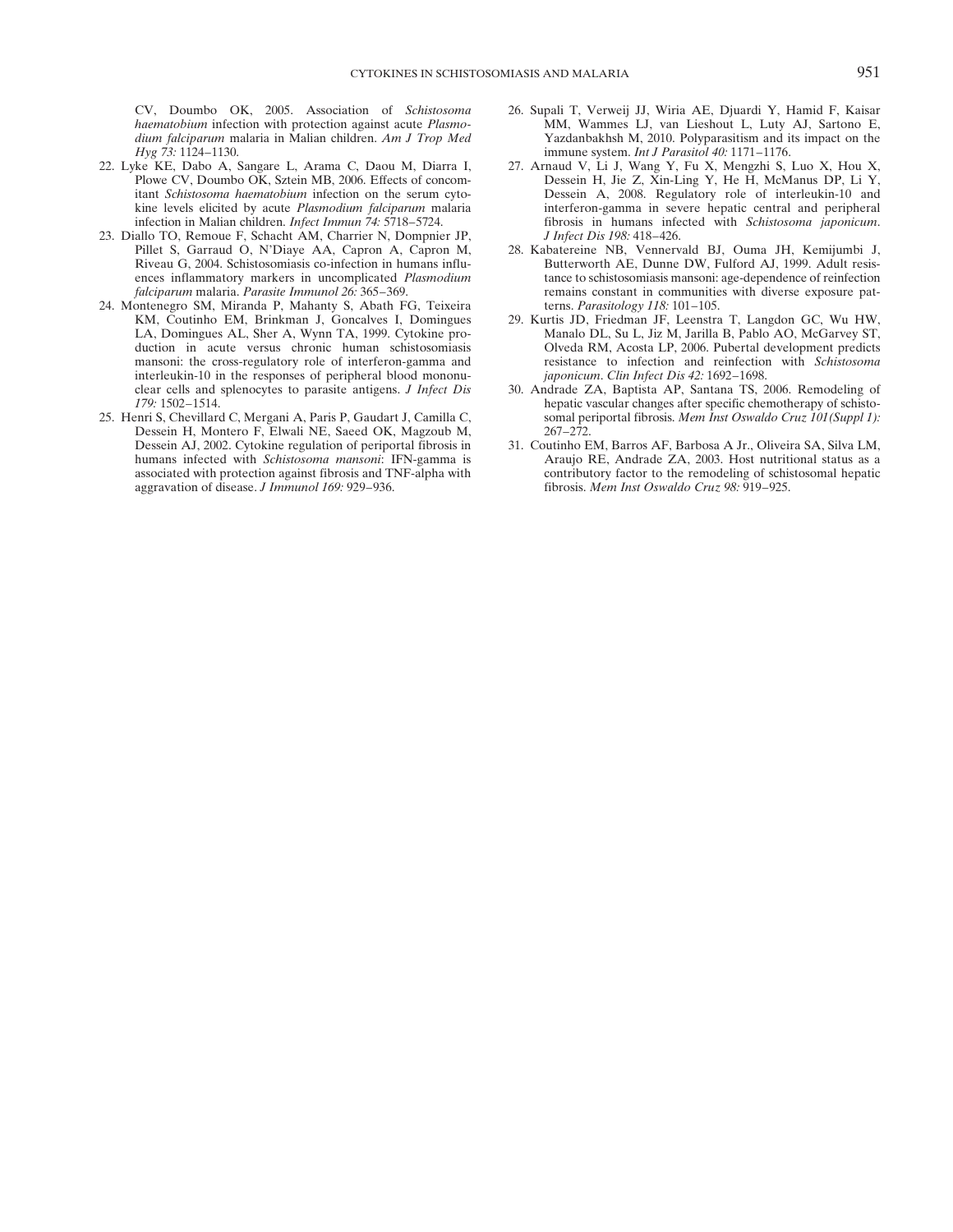CV, Doumbo OK, 2005. Association of *Schistosoma haematobium* infection with protection against acute *Plasmodium falciparum* malaria in Malian children. *Am J Trop Med Hyg 73:* 1124–1130.

22. Lyke KE, Dabo A, Sangare L, Arama C, Daou M, Diarra I, Plowe CV, Doumbo OK, Sztein MB, 2006. Effects of concomitant *Schistosoma haematobium* infection on the serum cytokine levels elicited by acute *Plasmodium falciparum* malaria infection in Malian children. *Infect Immun 74:* 5718–5724.
23. Diallo TO, Remoue F, Schacht AM, Charrier N, Dompnier JP, Pillet S, Garraud O, N'Diaye AA, Capron A, Capron M, Riveau G, 2004. Schistosomiasis co-infection in humans influences inflammatory markers in uncomplicated *Plasmodium falciparum* malaria. *Parasite Immunol 26:* 365–369.
24. Montenegro SM, Miranda P, Mahanty S, Abath FG, Teixeira KM, Coutinho EM, Brinkman J, Goncalves I, Domingues LA, Domingues AL, Sher A, Wynn TA, 1999. Cytokine production in acute versus chronic human schistosomiasis mansoni: the cross-regulatory role of interferon-gamma and interleukin-10 in the responses of peripheral blood mononuclear cells and splenocytes to parasite antigens. *J Infect Dis 179:* 1502–1514.
25. Henri S, Chevillard C, Mergani A, Paris P, Gaudart J, Camilla C, Dessein H, Montero F, Elwali NE, Saeed OK, Magzoub M, Dessein AJ, 2002. Cytokine regulation of periportal fibrosis in humans infected with *Schistosoma mansoni*: IFN-gamma is associated with protection against fibrosis and TNF-alpha with aggravation of disease. *J Immunol 169:* 929–936.
26. Supali T, Verweij JJ, Wiria AE, Djuardi Y, Hamid F, Kaisar MM, Wammes LJ, van Lieshout L, Luty AJ, Sartono E, Yazdanbakhsh M, 2010. Polyparasitism and its impact on the immune system. *Int J Parasitol 40:* 1171–1176.
27. Arnaud V, Li J, Wang Y, Fu X, Mengzhi S, Luo X, Hou X, Dessein H, Jie Z, Xin-Ling Y, He H, McManus DP, Li Y, Dessein A, 2008. Regulatory role of interleukin-10 and interferon-gamma in severe hepatic central and peripheral fibrosis in humans infected with *Schistosoma japonicum*. *J Infect Dis 198:* 418–426.
28. Kabatereine NB, Vennervald BJ, Ouma JH, Kemijumbi J, Butterworth AE, Dunne DW, Fulford AJ, 1999. Adult resistance to schistosomiasis mansoni: age-dependence of reinfection remains constant in communities with diverse exposure patterns. *Parasitology 118:* 101–105.
29. Kurtis JD, Friedman JF, Leenstra T, Langdon GC, Wu HW, Manalo DL, Su L, Jiz M, Jarilla B, Pablo AO, McGarvey ST, Olveda RM, Acosta LP, 2006. Pubertal development predicts resistance to infection and reinfection with *Schistosoma japonicum*. *Clin Infect Dis 42:* 1692–1698.
30. Andrade ZA, Baptista AP, Santana TS, 2006. Remodeling of hepatic vascular changes after specific chemotherapy of schistosomal periportal fibrosis. *Mem Inst Oswaldo Cruz 101(Suppl 1):* 267–272.
31. Coutinho EM, Barros AF, Barbosa A Jr., Oliveira SA, Silva LM, Araujo RE, Andrade ZA, 2003. Host nutritional status as a contributory factor to the remodeling of schistosomal hepatic fibrosis. *Mem Inst Oswaldo Cruz 98:* 919–925.